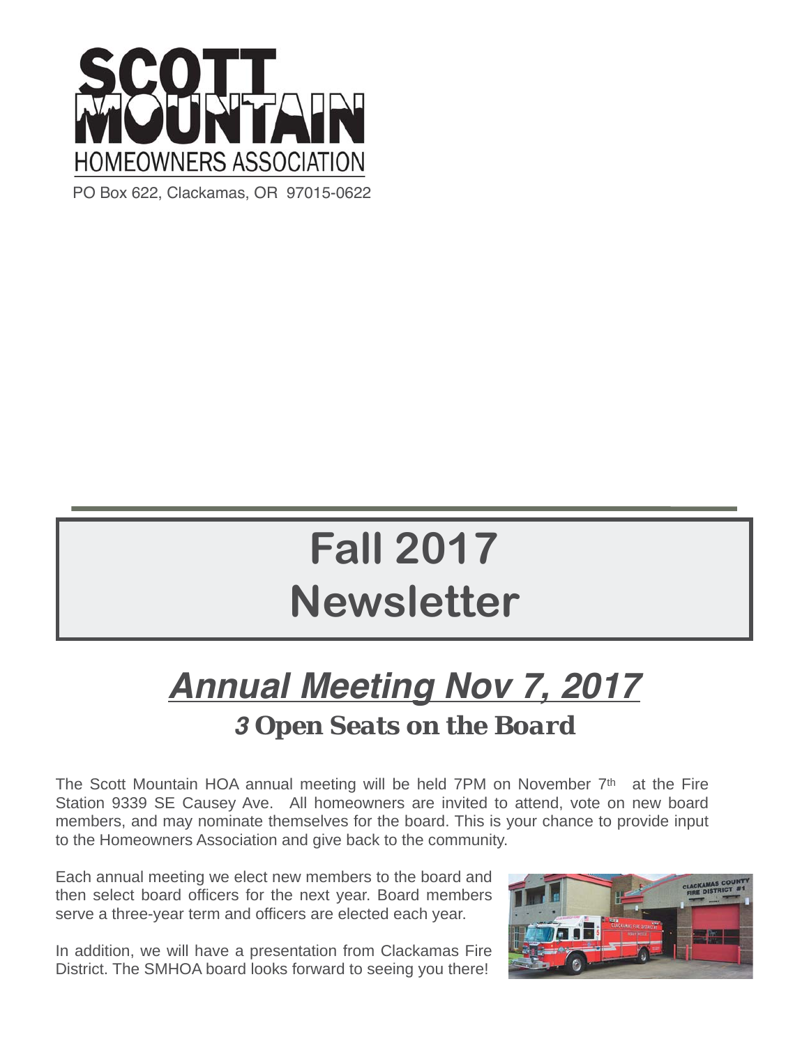# SCOTT MOUNTAIN

HOMEOWNERS ASSOCIATION

PO Box 622, Clackamas, OR 97015-0622

# Fall 2017 Newsletter

## ***Annual Meeting Nov 7, 2017***

### ***3 Open Seats on the Board***

The Scott Mountain HOA annual meeting will be held 7PM on November 7th at the Fire Station 9339 SE Causey Ave. All homeowners are invited to attend, vote on new board members, and may nominate themselves for the board. This is your chance to provide input to the Homeowners Association and give back to the community.

Each annual meeting we elect new members to the board and then select board officers for the next year. Board members serve a three-year term and officers are elected each year.

In addition, we will have a presentation from Clackamas Fire District. The SMHOA board looks forward to seeing you there!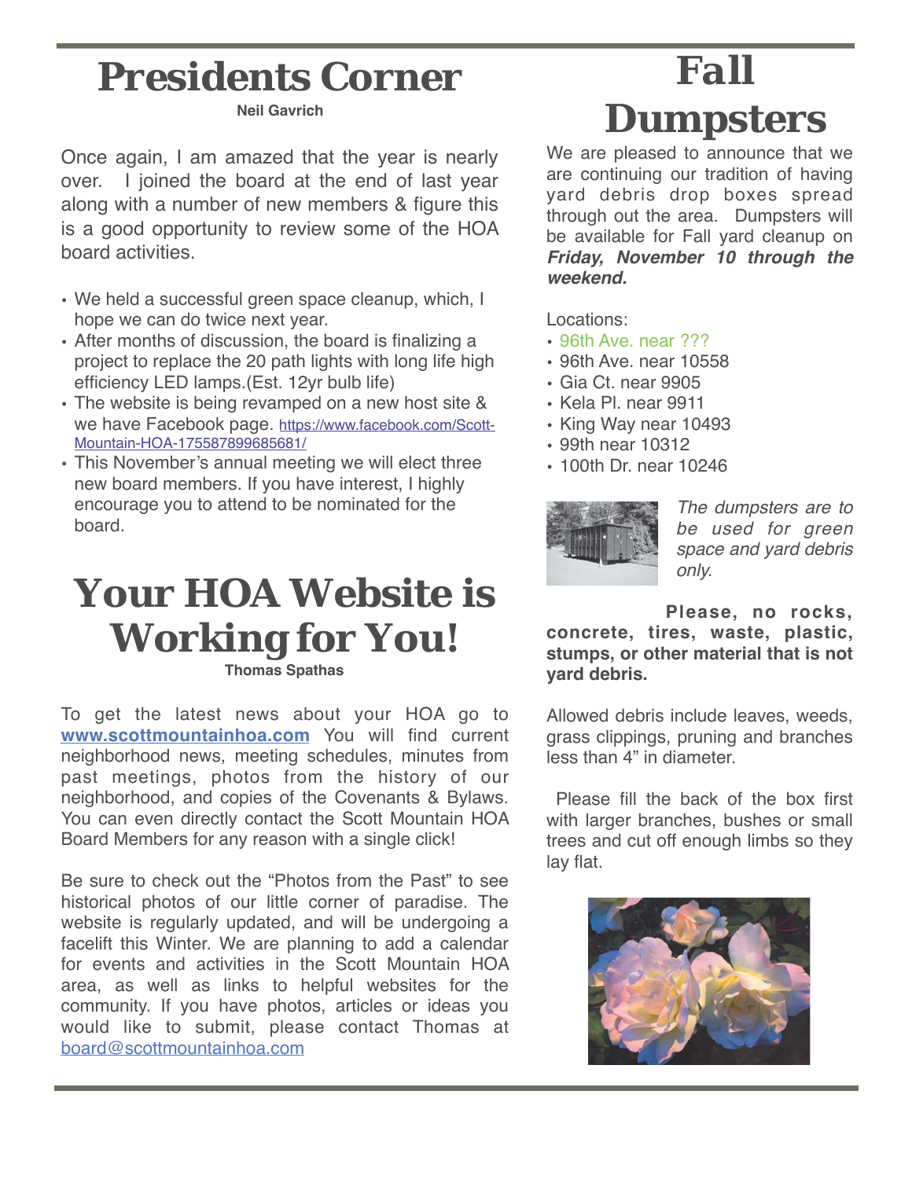# Presidents Corner

**Neil Gavrich**

Once again, I am amazed that the year is nearly over. I joined the board at the end of last year along with a number of new members & figure this is a good opportunity to review some of the HOA board activities.

- We held a successful green space cleanup, which, I hope we can do twice next year.
- After months of discussion, the board is finalizing a project to replace the 20 path lights with long life high efficiency LED lamps.(Est. 12yr bulb life)
- The website is being revamped on a new host site & we have Facebook page. https://www.facebook.com/Scott-Mountain-HOA-175587899685681/
- This November's annual meeting we will elect three new board members. If you have interest, I highly encourage you to attend to be nominated for the board.

# Your HOA Website is Working for You!

**Thomas Spathas**

To get the latest news about your HOA go to **www.scottmountainhoa.com** You will find current neighborhood news, meeting schedules, minutes from past meetings, photos from the history of our neighborhood, and copies of the Covenants & Bylaws. You can even directly contact the Scott Mountain HOA Board Members for any reason with a single click!

Be sure to check out the "Photos from the Past" to see historical photos of our little corner of paradise. The website is regularly updated, and will be undergoing a facelift this Winter. We are planning to add a calendar for events and activities in the Scott Mountain HOA area, as well as links to helpful websites for the community. If you have photos, articles or ideas you would like to submit, please contact Thomas at board@scottmountainhoa.com

# Fall Dumpsters

We are pleased to announce that we are continuing our tradition of having yard debris drop boxes spread through out the area. Dumpsters will be available for Fall yard cleanup on ***Friday, November 10 through the weekend.***

Locations:

- 96th Ave. near ???
- 96th Ave. near 10558
- Gia Ct. near 9905
- Kela Pl. near 9911
- King Way near 10493
- 99th near 10312
- 100th Dr. near 10246

*The dumpsters are to be used for green space and yard debris only.*

**Please, no rocks, concrete, tires, waste, plastic, stumps, or other material that is not yard debris.**

Allowed debris include leaves, weeds, grass clippings, pruning and branches less than 4" in diameter.

Please fill the back of the box first with larger branches, bushes or small trees and cut off enough limbs so they lay flat.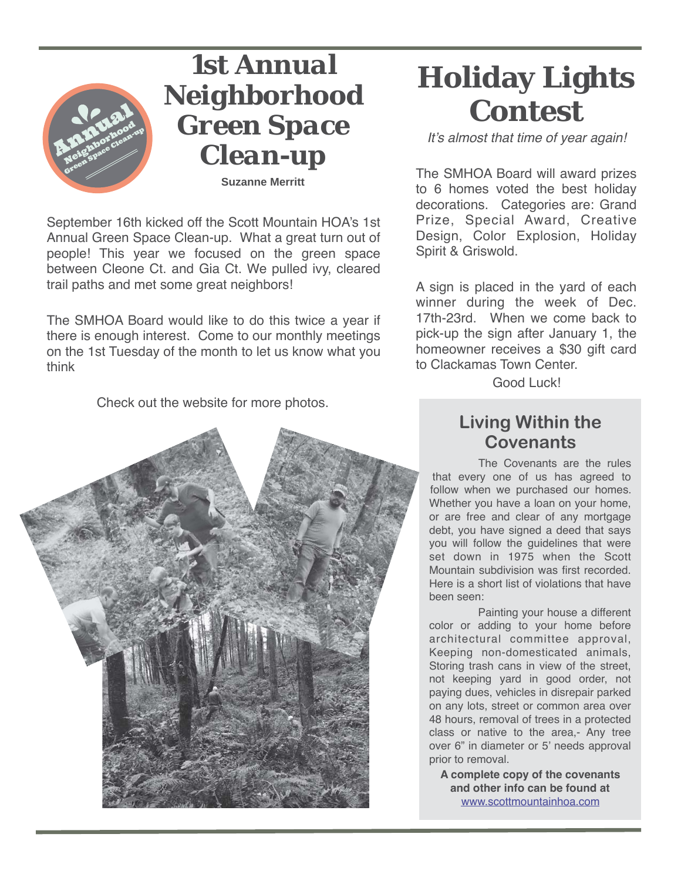# 1st Annual Neighborhood Green Space Clean-up

**Suzanne Merritt**

September 16th kicked off the Scott Mountain HOA's 1st Annual Green Space Clean-up. What a great turn out of people! This year we focused on the green space between Cleone Ct. and Gia Ct. We pulled ivy, cleared trail paths and met some great neighbors!

The SMHOA Board would like to do this twice a year if there is enough interest. Come to our monthly meetings on the 1st Tuesday of the month to let us know what you think

Check out the website for more photos.

# Holiday Lights Contest

*It's almost that time of year again!*

The SMHOA Board will award prizes to 6 homes voted the best holiday decorations. Categories are: Grand Prize, Special Award, Creative Design, Color Explosion, Holiday Spirit & Griswold.

A sign is placed in the yard of each winner during the week of Dec. 17th-23rd. When we come back to pick-up the sign after January 1, the homeowner receives a $30 gift card to Clackamas Town Center.

Good Luck!

## Living Within the Covenants

The Covenants are the rules that every one of us has agreed to follow when we purchased our homes. Whether you have a loan on your home, or are free and clear of any mortgage debt, you have signed a deed that says you will follow the guidelines that were set down in 1975 when the Scott Mountain subdivision was first recorded. Here is a short list of violations that have been seen:

Painting your house a different color or adding to your home before architectural committee approval, Keeping non-domesticated animals, Storing trash cans in view of the street, not keeping yard in good order, not paying dues, vehicles in disrepair parked on any lots, street or common area over 48 hours, removal of trees in a protected class or native to the area,- Any tree over 6" in diameter or 5' needs approval prior to removal.

**A complete copy of the covenants and other info can be found at** [www.scottmountainhoa.com](www.scottmountainhoa.com)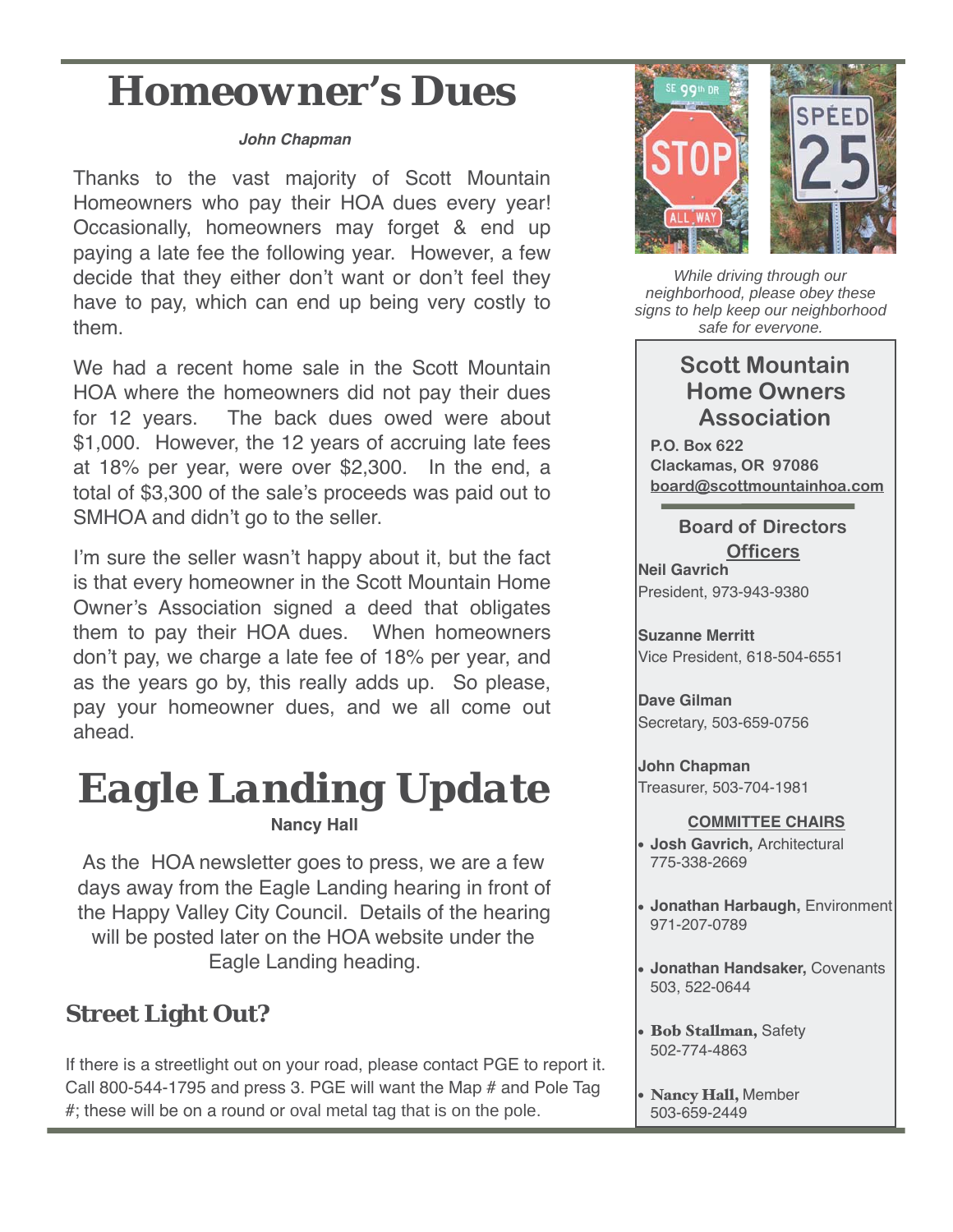# Homeowner's Dues

***John Chapman***

Thanks to the vast majority of Scott Mountain Homeowners who pay their HOA dues every year! Occasionally, homeowners may forget & end up paying a late fee the following year. However, a few decide that they either don't want or don't feel they have to pay, which can end up being very costly to them.

We had a recent home sale in the Scott Mountain HOA where the homeowners did not pay their dues for 12 years. The back dues owed were about $1,000. However, the 12 years of accruing late fees at 18% per year, were over $2,300. In the end, a total of $3,300 of the sale's proceeds was paid out to SMHOA and didn't go to the seller.

I'm sure the seller wasn't happy about it, but the fact is that every homeowner in the Scott Mountain Home Owner's Association signed a deed that obligates them to pay their HOA dues. When homeowners don't pay, we charge a late fee of 18% per year, and as the years go by, this really adds up. So please, pay your homeowner dues, and we all come out ahead.

# Eagle Landing Update

**Nancy Hall**

As the HOA newsletter goes to press, we are a few days away from the Eagle Landing hearing in front of the Happy Valley City Council. Details of the hearing will be posted later on the HOA website under the Eagle Landing heading.

## Street Light Out?

If there is a streetlight out on your road, please contact PGE to report it. Call 800-544-1795 and press 3. PGE will want the Map # and Pole Tag #; these will be on a round or oval metal tag that is on the pole.

*While driving through our neighborhood, please obey these signs to help keep our neighborhood safe for everyone.*

## Scott Mountain Home Owners Association

**P.O. Box 622**
**Clackamas, OR 97086**
**board@scottmountainhoa.com**

### Board of Directors

**Officers**

**Neil Gavrich**
President, 973-943-9380

**Suzanne Merritt**
Vice President, 618-504-6551

**Dave Gilman**
Secretary, 503-659-0756

**John Chapman**
Treasurer, 503-704-1981

**COMMITTEE CHAIRS**

- **Josh Gavrich,** Architectural 775-338-2669
- **Jonathan Harbaugh,** Environment 971-207-0789
- **Jonathan Handsaker,** Covenants 503, 522-0644
- **Bob Stallman,** Safety 502-774-4863
- **Nancy Hall,** Member 503-659-2449